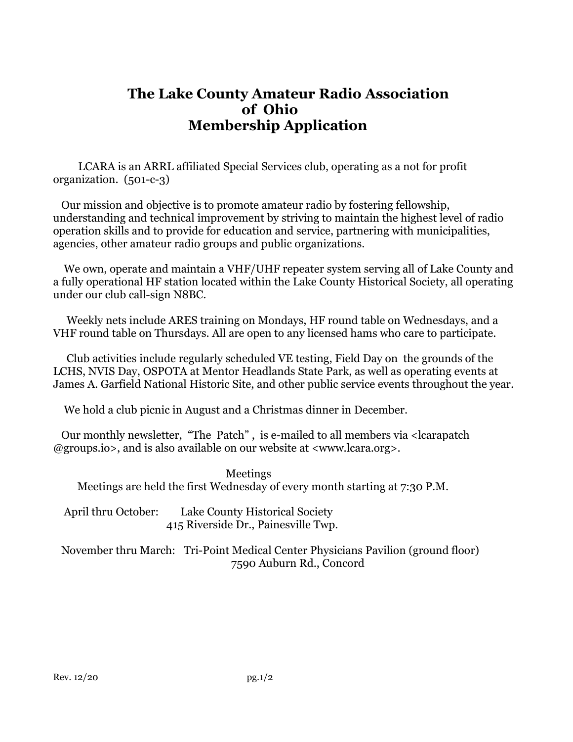# The Lake County Amateur Radio Association of Ohio Membership Application

LCARA is an ARRL affiliated Special Services club, operating as a not for profit organization. (501-c-3)

Our mission and objective is to promote amateur radio by fostering fellowship, understanding and technical improvement by striving to maintain the highest level of radio operation skills and to provide for education and service, partnering with municipalities, agencies, other amateur radio groups and public organizations.

We own, operate and maintain a VHF/UHF repeater system serving all of Lake County and a fully operational HF station located within the Lake County Historical Society, all operating under our club call-sign N8BC.

Weekly nets include ARES training on Mondays, HF round table on Wednesdays, and a VHF round table on Thursdays. All are open to any licensed hams who care to participate.

Club activities include regularly scheduled VE testing, Field Day on the grounds of the LCHS, NVIS Day, OSPOTA at Mentor Headlands State Park, as well as operating events at James A. Garfield National Historic Site, and other public service events throughout the year.

We hold a club picnic in August and a Christmas dinner in December.

Our monthly newsletter, "The Patch", is e-mailed to all members via <lcarapatch @groups.io>, and is also available on our website at <www.lcara.org>.

## Meetings

Meetings are held the first Wednesday of every month starting at 7:30 P.M.

April thru October: Lake County Historical Society
415 Riverside Dr., Painesville Twp.

November thru March: Tri-Point Medical Center Physicians Pavilion (ground floor)
7590 Auburn Rd., Concord

Rev. 12/20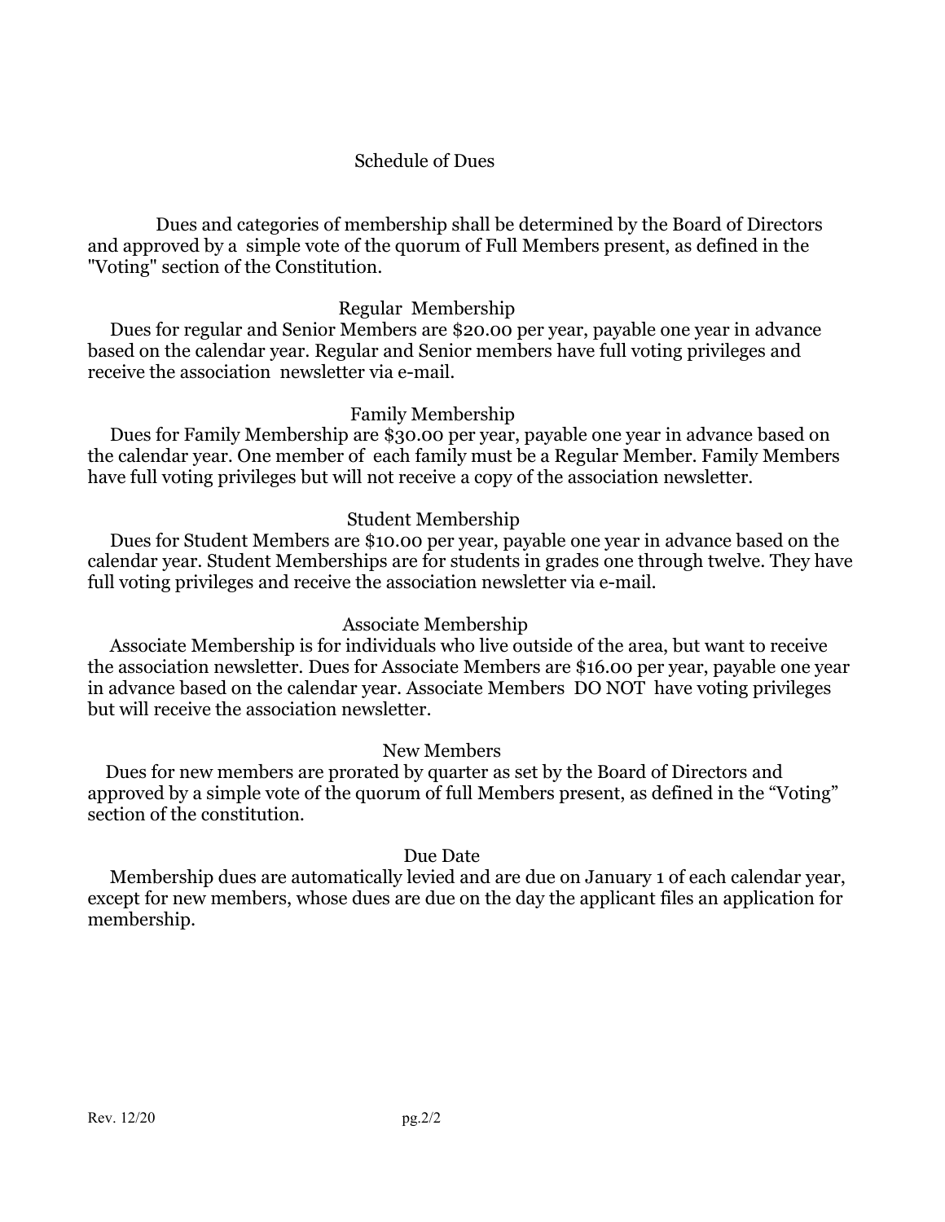# Schedule of Dues

Dues and categories of membership shall be determined by the Board of Directors and approved by a simple vote of the quorum of Full Members present, as defined in the "Voting" section of the Constitution.

## Regular Membership

Dues for regular and Senior Members are $20.00 per year, payable one year in advance based on the calendar year. Regular and Senior members have full voting privileges and receive the association newsletter via e-mail.

## Family Membership

Dues for Family Membership are $30.00 per year, payable one year in advance based on the calendar year. One member of each family must be a Regular Member. Family Members have full voting privileges but will not receive a copy of the association newsletter.

## Student Membership

Dues for Student Members are $10.00 per year, payable one year in advance based on the calendar year. Student Memberships are for students in grades one through twelve. They have full voting privileges and receive the association newsletter via e-mail.

## Associate Membership

Associate Membership is for individuals who live outside of the area, but want to receive the association newsletter. Dues for Associate Members are $16.00 per year, payable one year in advance based on the calendar year. Associate Members DO NOT have voting privileges but will receive the association newsletter.

## New Members

Dues for new members are prorated by quarter as set by the Board of Directors and approved by a simple vote of the quorum of full Members present, as defined in the “Voting” section of the constitution.

## Due Date

Membership dues are automatically levied and are due on January 1 of each calendar year, except for new members, whose dues are due on the day the applicant files an application for membership.

Rev. 12/20